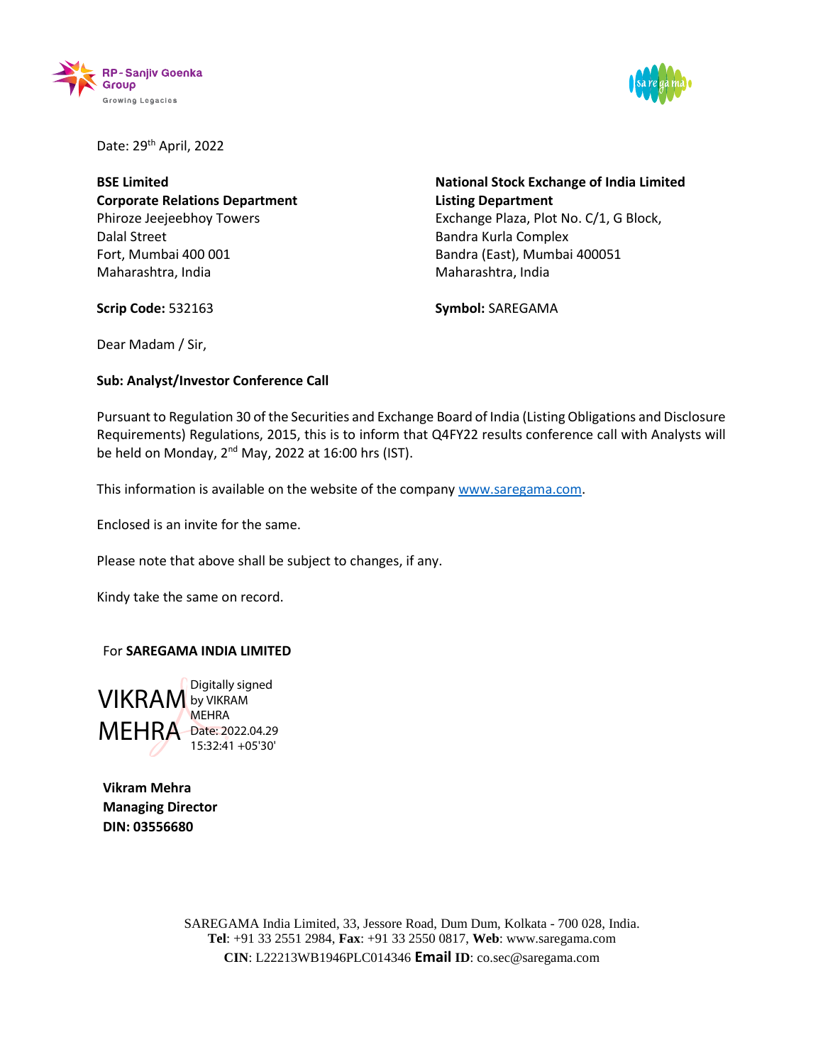Date: 29th April, 2022

**BSE Limited**
**Corporate Relations Department**
Phiroze Jeejeebhoy Towers
Dalal Street
Fort, Mumbai 400 001
Maharashtra, India

**Scrip Code:** 532163

**National Stock Exchange of India Limited**
**Listing Department**
Exchange Plaza, Plot No. C/1, G Block,
Bandra Kurla Complex
Bandra (East), Mumbai 400051
Maharashtra, India

**Symbol:** SAREGAMA

Dear Madam / Sir,

**Sub: Analyst/Investor Conference Call**

Pursuant to Regulation 30 of the Securities and Exchange Board of India (Listing Obligations and Disclosure Requirements) Regulations, 2015, this is to inform that Q4FY22 results conference call with Analysts will be held on Monday, 2nd May, 2022 at 16:00 hrs (IST).

This information is available on the website of the company www.saregama.com.

Enclosed is an invite for the same.

Please note that above shall be subject to changes, if any.

Kindy take the same on record.

For **SAREGAMA INDIA LIMITED**

VIKRAM MEHRA
Digitally signed by VIKRAM MEHRA
Date: 2022.04.29 15:32:41 +05'30'

**Vikram Mehra**
**Managing Director**
**DIN: 03556680**

SAREGAMA India Limited, 33, Jessore Road, Dum Dum, Kolkata - 700 028, India.
**Tel**: +91 33 2551 2984, **Fax**: +91 33 2550 0817, **Web**: www.saregama.com
**CIN**: L22213WB1946PLC014346 **Email ID**: co.sec@saregama.com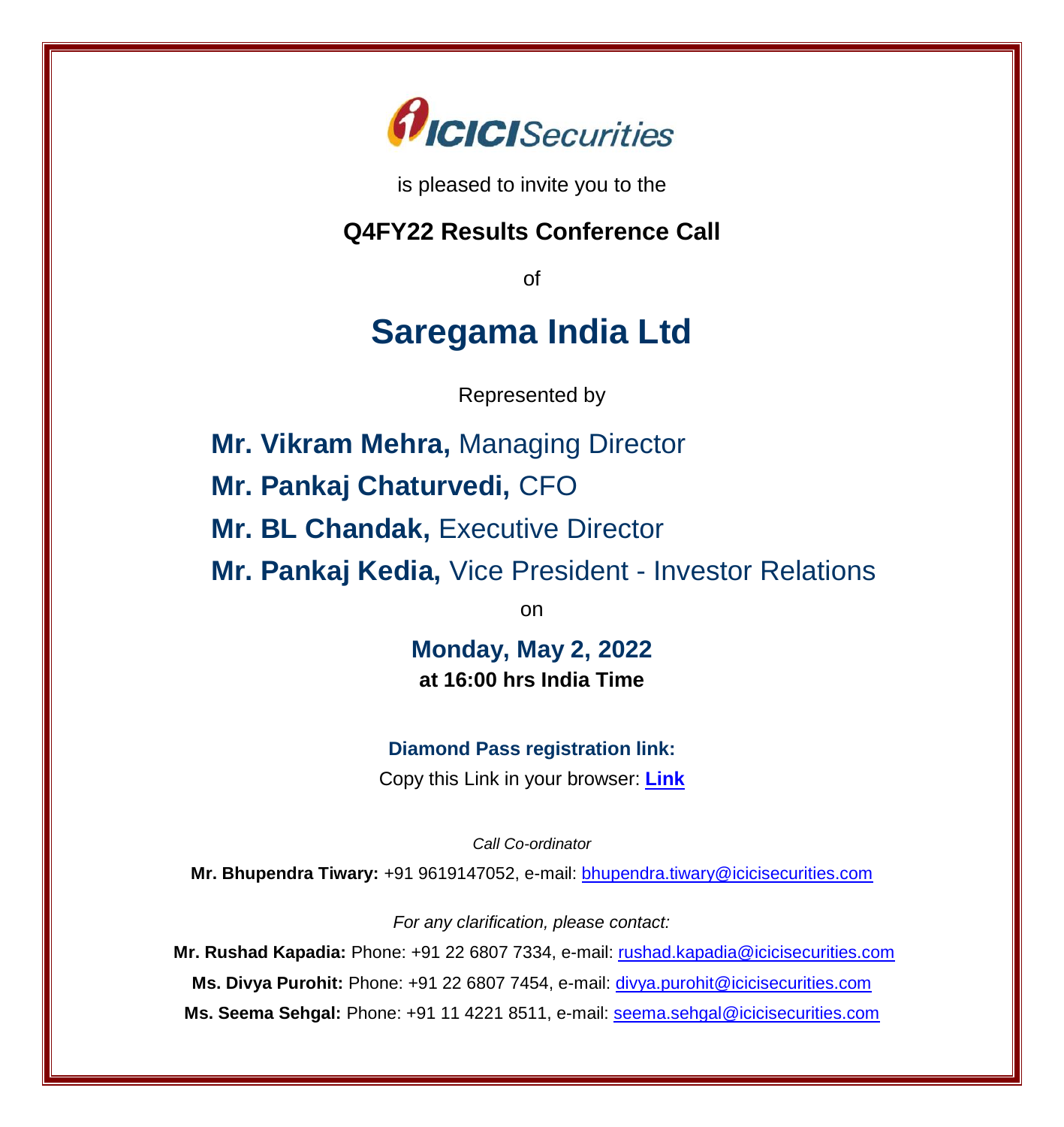**ICICI Securities**

is pleased to invite you to the

## Q4FY22 Results Conference Call

of

# Saregama India Ltd

Represented by

**Mr. Vikram Mehra,** Managing Director

**Mr. Pankaj Chaturvedi,** CFO

**Mr. BL Chandak,** Executive Director

**Mr. Pankaj Kedia,** Vice President - Investor Relations

on

**Monday, May 2, 2022**

**at 16:00 hrs India Time**

**Diamond Pass registration link:**

Copy this Link in your browser: **Link**

*Call Co-ordinator*

**Mr. Bhupendra Tiwary:** +91 9619147052, e-mail: bhupendra.tiwary@icicisecurities.com

*For any clarification, please contact:*

**Mr. Rushad Kapadia:** Phone: +91 22 6807 7334, e-mail: rushad.kapadia@icicisecurities.com

**Ms. Divya Purohit:** Phone: +91 22 6807 7454, e-mail: divya.purohit@icicisecurities.com

**Ms. Seema Sehgal:** Phone: +91 11 4221 8511, e-mail: seema.sehgal@icicisecurities.com